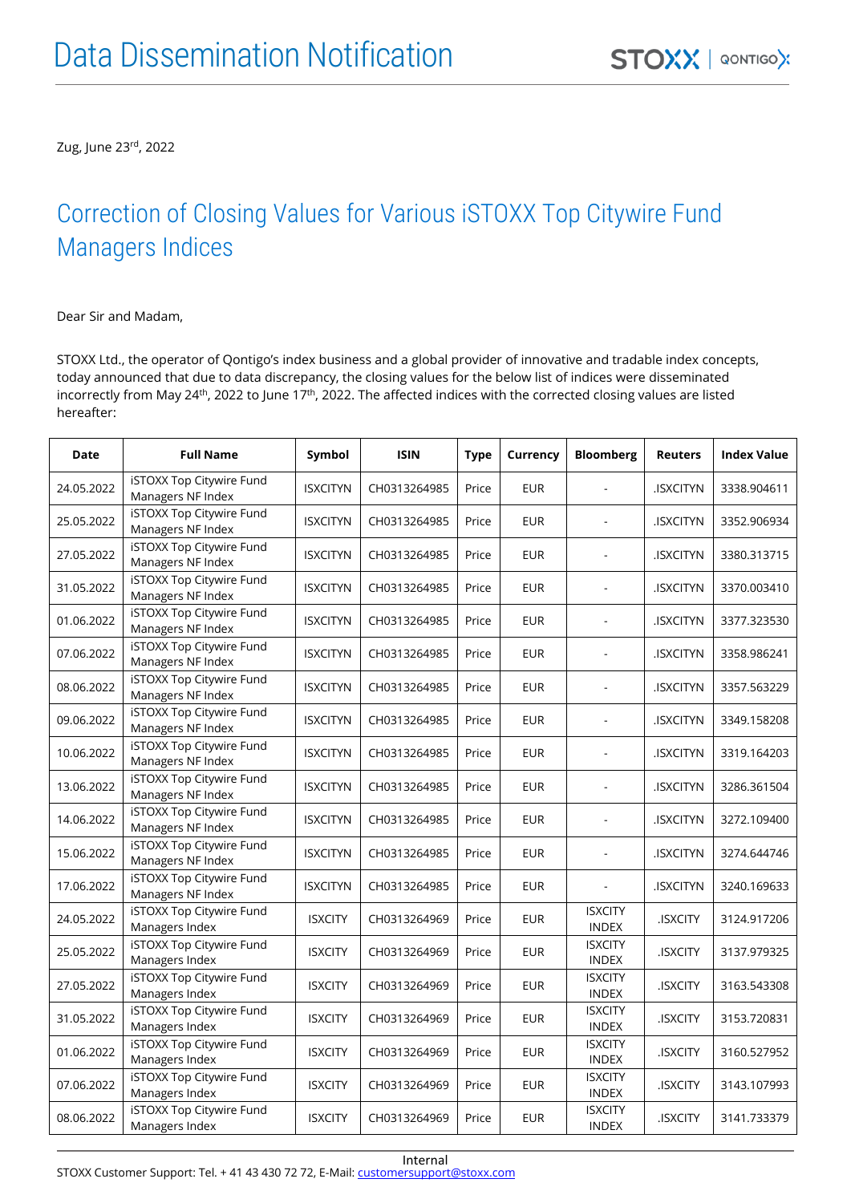# Data Dissemination Notification

Zug, June 23rd, 2022

## Correction of Closing Values for Various iSTOXX Top Citywire Fund Managers Indices

Dear Sir and Madam,

STOXX Ltd., the operator of Qontigo's index business and a global provider of innovative and tradable index concepts, today announced that due to data discrepancy, the closing values for the below list of indices were disseminated incorrectly from May 24th, 2022 to June 17th, 2022. The affected indices with the corrected closing values are listed hereafter:

| Date | Full Name | Symbol | ISIN | Type | Currency | Bloomberg | Reuters | Index Value |
|---|---|---|---|---|---|---|---|---|
| 24.05.2022 | iSTOXX Top Citywire Fund Managers NF Index | ISXCITYN | CH0313264985 | Price | EUR | - | .ISXCITYN | 3338.904611 |
| 25.05.2022 | iSTOXX Top Citywire Fund Managers NF Index | ISXCITYN | CH0313264985 | Price | EUR | - | .ISXCITYN | 3352.906934 |
| 27.05.2022 | iSTOXX Top Citywire Fund Managers NF Index | ISXCITYN | CH0313264985 | Price | EUR | - | .ISXCITYN | 3380.313715 |
| 31.05.2022 | iSTOXX Top Citywire Fund Managers NF Index | ISXCITYN | CH0313264985 | Price | EUR | - | .ISXCITYN | 3370.003410 |
| 01.06.2022 | iSTOXX Top Citywire Fund Managers NF Index | ISXCITYN | CH0313264985 | Price | EUR | - | .ISXCITYN | 3377.323530 |
| 07.06.2022 | iSTOXX Top Citywire Fund Managers NF Index | ISXCITYN | CH0313264985 | Price | EUR | - | .ISXCITYN | 3358.986241 |
| 08.06.2022 | iSTOXX Top Citywire Fund Managers NF Index | ISXCITYN | CH0313264985 | Price | EUR | - | .ISXCITYN | 3357.563229 |
| 09.06.2022 | iSTOXX Top Citywire Fund Managers NF Index | ISXCITYN | CH0313264985 | Price | EUR | - | .ISXCITYN | 3349.158208 |
| 10.06.2022 | iSTOXX Top Citywire Fund Managers NF Index | ISXCITYN | CH0313264985 | Price | EUR | - | .ISXCITYN | 3319.164203 |
| 13.06.2022 | iSTOXX Top Citywire Fund Managers NF Index | ISXCITYN | CH0313264985 | Price | EUR | - | .ISXCITYN | 3286.361504 |
| 14.06.2022 | iSTOXX Top Citywire Fund Managers NF Index | ISXCITYN | CH0313264985 | Price | EUR | - | .ISXCITYN | 3272.109400 |
| 15.06.2022 | iSTOXX Top Citywire Fund Managers NF Index | ISXCITYN | CH0313264985 | Price | EUR | - | .ISXCITYN | 3274.644746 |
| 17.06.2022 | iSTOXX Top Citywire Fund Managers NF Index | ISXCITYN | CH0313264985 | Price | EUR | - | .ISXCITYN | 3240.169633 |
| 24.05.2022 | iSTOXX Top Citywire Fund Managers Index | ISXCITY | CH0313264969 | Price | EUR | ISXCITY INDEX | .ISXCITY | 3124.917206 |
| 25.05.2022 | iSTOXX Top Citywire Fund Managers Index | ISXCITY | CH0313264969 | Price | EUR | ISXCITY INDEX | .ISXCITY | 3137.979325 |
| 27.05.2022 | iSTOXX Top Citywire Fund Managers Index | ISXCITY | CH0313264969 | Price | EUR | ISXCITY INDEX | .ISXCITY | 3163.543308 |
| 31.05.2022 | iSTOXX Top Citywire Fund Managers Index | ISXCITY | CH0313264969 | Price | EUR | ISXCITY INDEX | .ISXCITY | 3153.720831 |
| 01.06.2022 | iSTOXX Top Citywire Fund Managers Index | ISXCITY | CH0313264969 | Price | EUR | ISXCITY INDEX | .ISXCITY | 3160.527952 |
| 07.06.2022 | iSTOXX Top Citywire Fund Managers Index | ISXCITY | CH0313264969 | Price | EUR | ISXCITY INDEX | .ISXCITY | 3143.107993 |
| 08.06.2022 | iSTOXX Top Citywire Fund Managers Index | ISXCITY | CH0313264969 | Price | EUR | ISXCITY INDEX | .ISXCITY | 3141.733379 |

Internal

STOXX Customer Support: Tel. + 41 43 430 72 72, E-Mail: customersupport@stoxx.com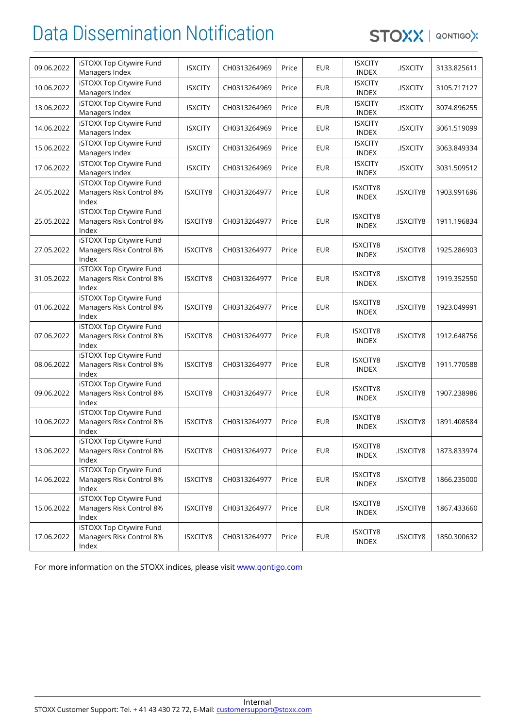| | | | | | | | | |
|---|---|---|---|---|---|---|---|---|
| 09.06.2022 | iSTOXX Top Citywire Fund Managers Index | ISXCITY | CH0313264969 | Price | EUR | ISXCITY INDEX | .ISXCITY | 3133.825611 |
| 10.06.2022 | iSTOXX Top Citywire Fund Managers Index | ISXCITY | CH0313264969 | Price | EUR | ISXCITY INDEX | .ISXCITY | 3105.717127 |
| 13.06.2022 | iSTOXX Top Citywire Fund Managers Index | ISXCITY | CH0313264969 | Price | EUR | ISXCITY INDEX | .ISXCITY | 3074.896255 |
| 14.06.2022 | iSTOXX Top Citywire Fund Managers Index | ISXCITY | CH0313264969 | Price | EUR | ISXCITY INDEX | .ISXCITY | 3061.519099 |
| 15.06.2022 | iSTOXX Top Citywire Fund Managers Index | ISXCITY | CH0313264969 | Price | EUR | ISXCITY INDEX | .ISXCITY | 3063.849334 |
| 17.06.2022 | iSTOXX Top Citywire Fund Managers Index | ISXCITY | CH0313264969 | Price | EUR | ISXCITY INDEX | .ISXCITY | 3031.509512 |
| 24.05.2022 | iSTOXX Top Citywire Fund Managers Risk Control 8% Index | ISXCITY8 | CH0313264977 | Price | EUR | ISXCITY8 INDEX | .ISXCITY8 | 1903.991696 |
| 25.05.2022 | iSTOXX Top Citywire Fund Managers Risk Control 8% Index | ISXCITY8 | CH0313264977 | Price | EUR | ISXCITY8 INDEX | .ISXCITY8 | 1911.196834 |
| 27.05.2022 | iSTOXX Top Citywire Fund Managers Risk Control 8% Index | ISXCITY8 | CH0313264977 | Price | EUR | ISXCITY8 INDEX | .ISXCITY8 | 1925.286903 |
| 31.05.2022 | iSTOXX Top Citywire Fund Managers Risk Control 8% Index | ISXCITY8 | CH0313264977 | Price | EUR | ISXCITY8 INDEX | .ISXCITY8 | 1919.352550 |
| 01.06.2022 | iSTOXX Top Citywire Fund Managers Risk Control 8% Index | ISXCITY8 | CH0313264977 | Price | EUR | ISXCITY8 INDEX | .ISXCITY8 | 1923.049991 |
| 07.06.2022 | iSTOXX Top Citywire Fund Managers Risk Control 8% Index | ISXCITY8 | CH0313264977 | Price | EUR | ISXCITY8 INDEX | .ISXCITY8 | 1912.648756 |
| 08.06.2022 | iSTOXX Top Citywire Fund Managers Risk Control 8% Index | ISXCITY8 | CH0313264977 | Price | EUR | ISXCITY8 INDEX | .ISXCITY8 | 1911.770588 |
| 09.06.2022 | iSTOXX Top Citywire Fund Managers Risk Control 8% Index | ISXCITY8 | CH0313264977 | Price | EUR | ISXCITY8 INDEX | .ISXCITY8 | 1907.238986 |
| 10.06.2022 | iSTOXX Top Citywire Fund Managers Risk Control 8% Index | ISXCITY8 | CH0313264977 | Price | EUR | ISXCITY8 INDEX | .ISXCITY8 | 1891.408584 |
| 13.06.2022 | iSTOXX Top Citywire Fund Managers Risk Control 8% Index | ISXCITY8 | CH0313264977 | Price | EUR | ISXCITY8 INDEX | .ISXCITY8 | 1873.833974 |
| 14.06.2022 | iSTOXX Top Citywire Fund Managers Risk Control 8% Index | ISXCITY8 | CH0313264977 | Price | EUR | ISXCITY8 INDEX | .ISXCITY8 | 1866.235000 |
| 15.06.2022 | iSTOXX Top Citywire Fund Managers Risk Control 8% Index | ISXCITY8 | CH0313264977 | Price | EUR | ISXCITY8 INDEX | .ISXCITY8 | 1867.433660 |
| 17.06.2022 | iSTOXX Top Citywire Fund Managers Risk Control 8% Index | ISXCITY8 | CH0313264977 | Price | EUR | ISXCITY8 INDEX | .ISXCITY8 | 1850.300632 |

For more information on the STOXX indices, please visit www.qontigo.com